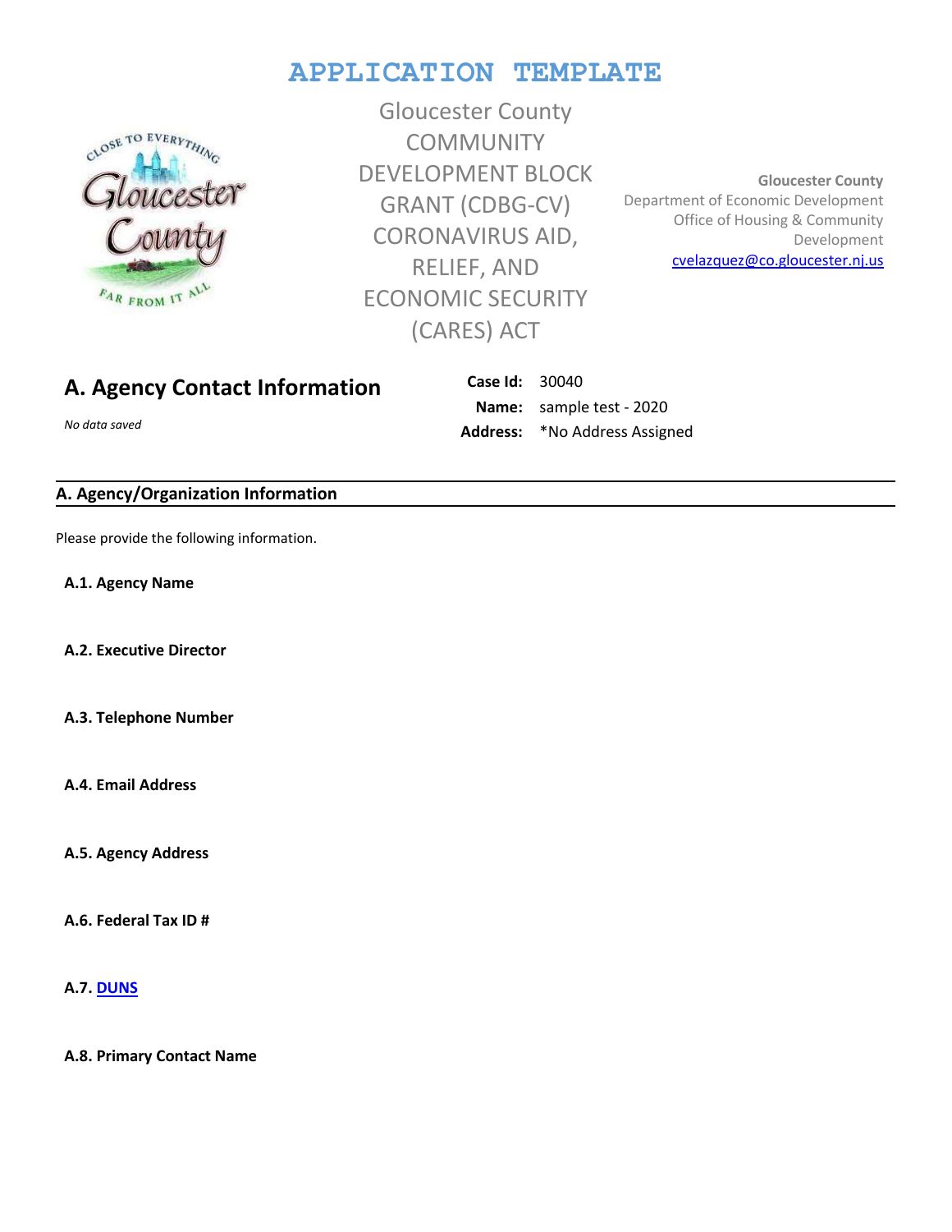# APPLICATION TEMPLATE

Gloucester County COMMUNITY DEVELOPMENT BLOCK GRANT (CDBG-CV) CORONAVIRUS AID, RELIEF, AND ECONOMIC SECURITY (CARES) ACT

**Gloucester County**
Department of Economic Development
Office of Housing & Community Development
cvelazquez@co.gloucester.nj.us

## A. Agency Contact Information

*No data saved*

**Case Id:** 30040
**Name:** sample test - 2020
**Address:** *No Address Assigned

### A. Agency/Organization Information

Please provide the following information.

**A.1. Agency Name**

**A.2. Executive Director**

**A.3. Telephone Number**

**A.4. Email Address**

**A.5. Agency Address**

**A.6. Federal Tax ID #**

**A.7. DUNS**

**A.8. Primary Contact Name**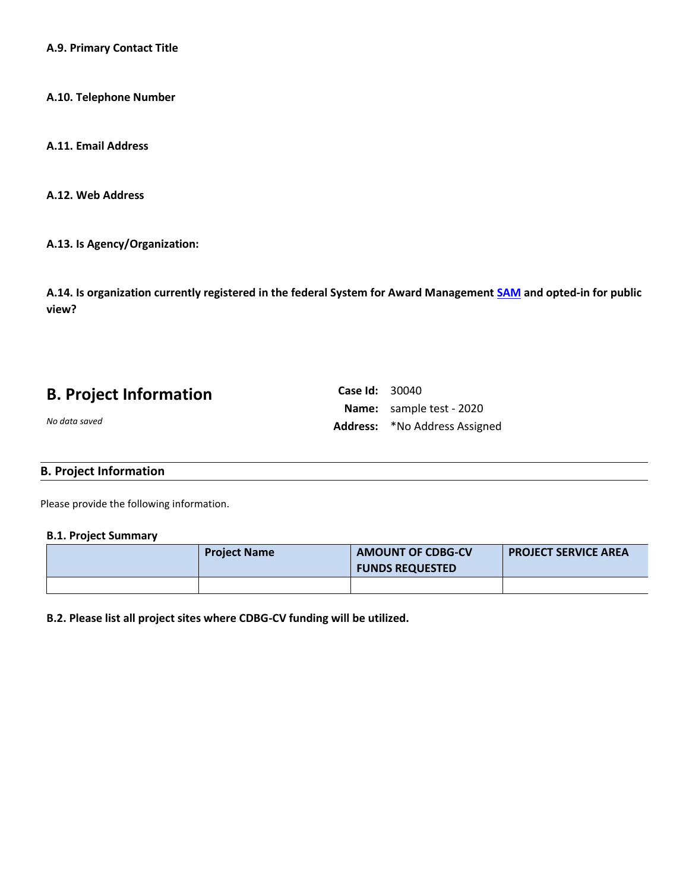**A.9. Primary Contact Title**

**A.10. Telephone Number**

**A.11. Email Address**

**A.12. Web Address**

**A.13. Is Agency/Organization:**

**A.14. Is organization currently registered in the federal System for Award Management SAM and opted-in for public view?**

## B. Project Information

*No data saved*

**Case Id:** 30040
**Name:** sample test - 2020
**Address:** *No Address Assigned

### B. Project Information

Please provide the following information.

**B.1. Project Summary**

| | Project Name | AMOUNT OF CDBG-CV FUNDS REQUESTED | PROJECT SERVICE AREA |
|---|---|---|---|
| | | | |

**B.2. Please list all project sites where CDBG-CV funding will be utilized.**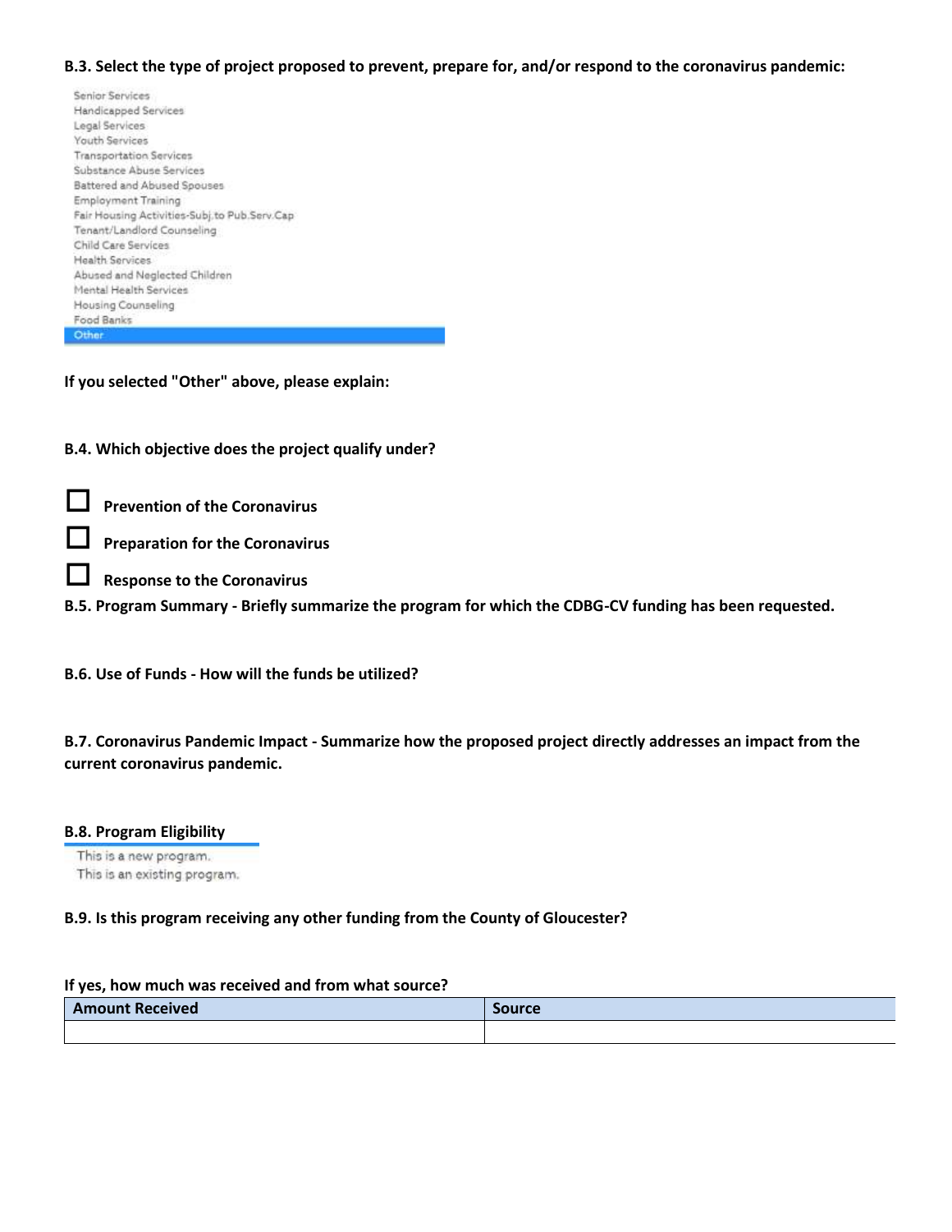**B.3. Select the type of project proposed to prevent, prepare for, and/or respond to the coronavirus pandemic:**

- Senior Services
- Handicapped Services
- Legal Services
- Youth Services
- Transportation Services
- Substance Abuse Services
- Battered and Abused Spouses
- Employment Training
- Fair Housing Activities-Subj.to Pub.Serv.Cap
- Tenant/Landlord Counseling
- Child Care Services
- Health Services
- Abused and Neglected Children
- Mental Health Services
- Housing Counseling
- Food Banks
- Other

**If you selected "Other" above, please explain:**

**B.4. Which objective does the project qualify under?**

- ☐ **Prevention of the Coronavirus**
- ☐ **Preparation for the Coronavirus**
- ☐ **Response to the Coronavirus**

**B.5. Program Summary - Briefly summarize the program for which the CDBG-CV funding has been requested.**

**B.6. Use of Funds - How will the funds be utilized?**

**B.7. Coronavirus Pandemic Impact - Summarize how the proposed project directly addresses an impact from the current coronavirus pandemic.**

**B.8. Program Eligibility**

- This is a new program.
- This is an existing program.

**B.9. Is this program receiving any other funding from the County of Gloucester?**

**If yes, how much was received and from what source?**

| Amount Received | Source |
|---|---|
| | |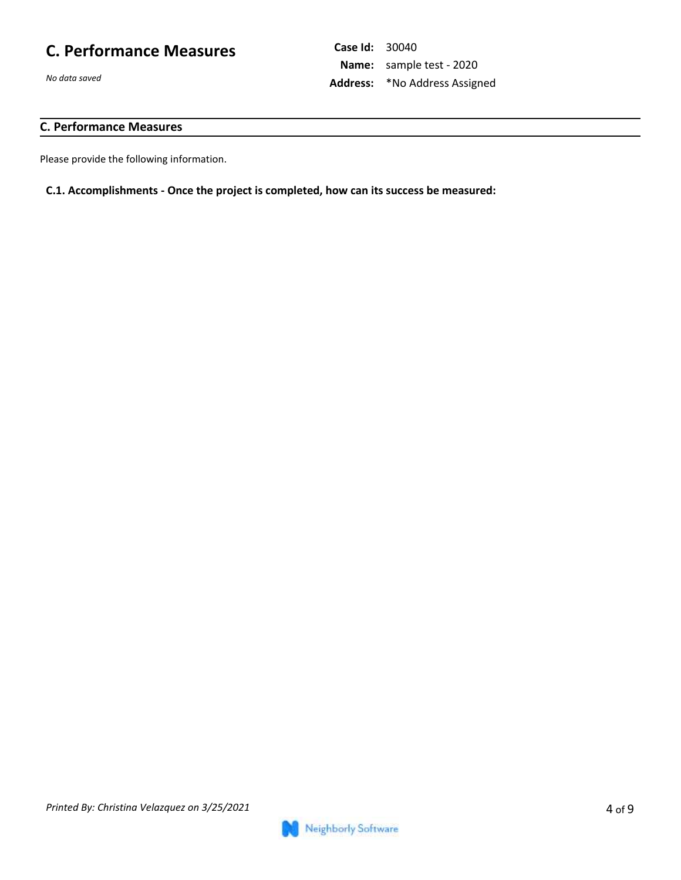# C. Performance Measures

*No data saved*

**Case Id:** 30040
**Name:** sample test - 2020
**Address:** *No Address Assigned

## C. Performance Measures

Please provide the following information.

**C.1. Accomplishments - Once the project is completed, how can its success be measured:**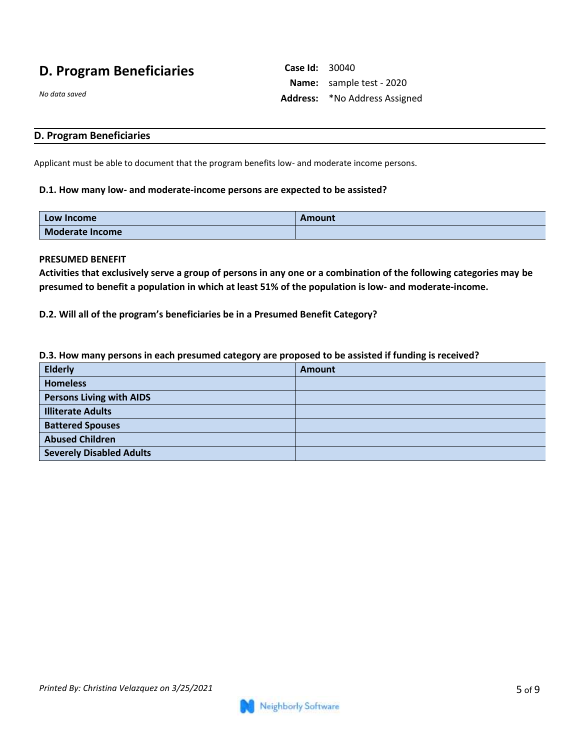# D. Program Beneficiaries

*No data saved*

**Case Id:** 30040
**Name:** sample test - 2020
**Address:** *No Address Assigned

## D. Program Beneficiaries

Applicant must be able to document that the program benefits low- and moderate income persons.

**D.1. How many low- and moderate-income persons are expected to be assisted?**

| Low Income | Amount |
|---|---|
| Moderate Income | |

**PRESUMED BENEFIT**

**Activities that exclusively serve a group of persons in any one or a combination of the following categories may be presumed to benefit a population in which at least 51% of the population is low- and moderate-income.**

**D.2. Will all of the program's beneficiaries be in a Presumed Benefit Category?**

**D.3. How many persons in each presumed category are proposed to be assisted if funding is received?**

| Elderly | Amount |
|---|---|
| Homeless | |
| Persons Living with AIDS | |
| Illiterate Adults | |
| Battered Spouses | |
| Abused Children | |
| Severely Disabled Adults | |

*Printed By: Christina Velazquez on 3/25/2021*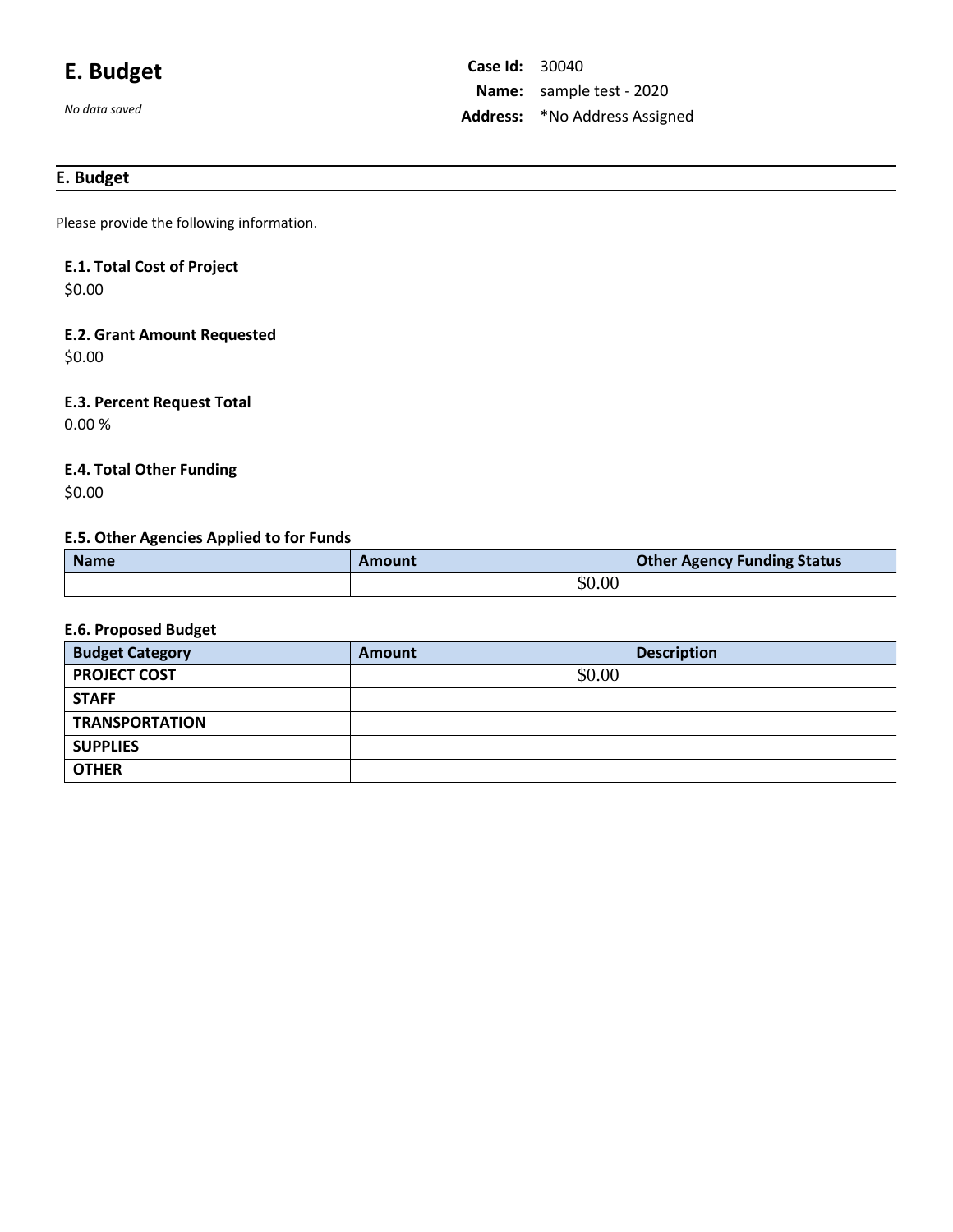# E. Budget

*No data saved*

**Case Id:** 30040
**Name:** sample test - 2020
**Address:** *No Address Assigned

## E. Budget

Please provide the following information.

### E.1. Total Cost of Project

$0.00

### E.2. Grant Amount Requested

$0.00

### E.3. Percent Request Total

0.00 %

### E.4. Total Other Funding

$0.00

### E.5. Other Agencies Applied to for Funds

| Name | Amount | Other Agency Funding Status |
|---|---|---|
| | $0.00 | |

### E.6. Proposed Budget

| Budget Category | Amount | Description |
|---|---|---|
| **PROJECT COST** | $0.00 | |
| **STAFF** | | |
| **TRANSPORTATION** | | |
| **SUPPLIES** | | |
| **OTHER** | | |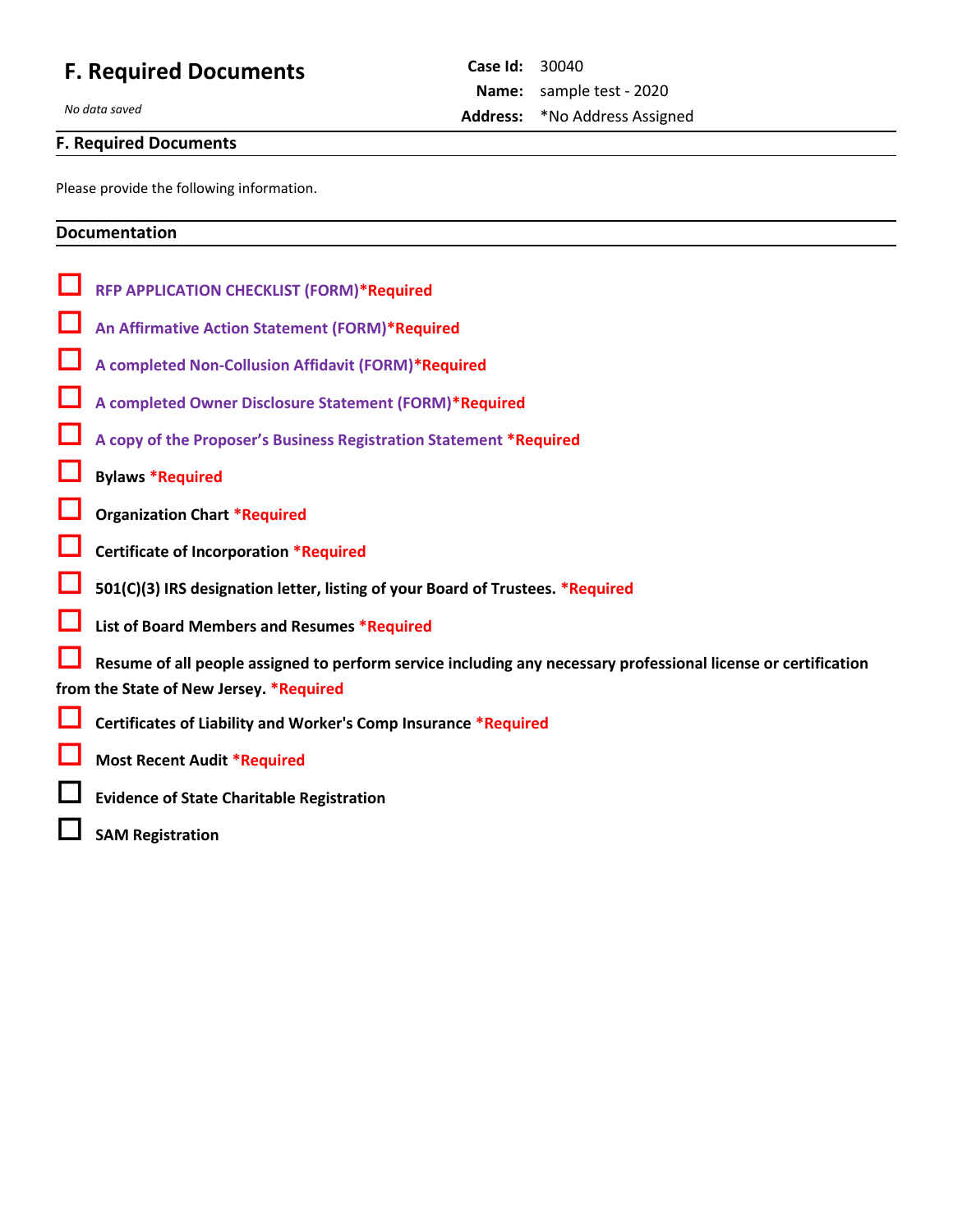# F. Required Documents

*No data saved*

**Case Id:** 30040
**Name:** sample test - 2020
**Address:** *No Address Assigned

## F. Required Documents

Please provide the following information.

### Documentation

- [ ] **RFP APPLICATION CHECKLIST (FORM)*Required**
- [ ] **An Affirmative Action Statement (FORM)*Required**
- [ ] **A completed Non-Collusion Affidavit (FORM)*Required**
- [ ] **A completed Owner Disclosure Statement (FORM)*Required**
- [ ] **A copy of the Proposer's Business Registration Statement *Required**
- [ ] **Bylaws *Required**
- [ ] **Organization Chart *Required**
- [ ] **Certificate of Incorporation *Required**
- [ ] **501(C)(3) IRS designation letter, listing of your Board of Trustees. *Required**
- [ ] **List of Board Members and Resumes *Required**
- [ ] **Resume of all people assigned to perform service including any necessary professional license or certification from the State of New Jersey. *Required**
- [ ] **Certificates of Liability and Worker's Comp Insurance *Required**
- [ ] **Most Recent Audit *Required**
- [ ] **Evidence of State Charitable Registration**
- [ ] **SAM Registration**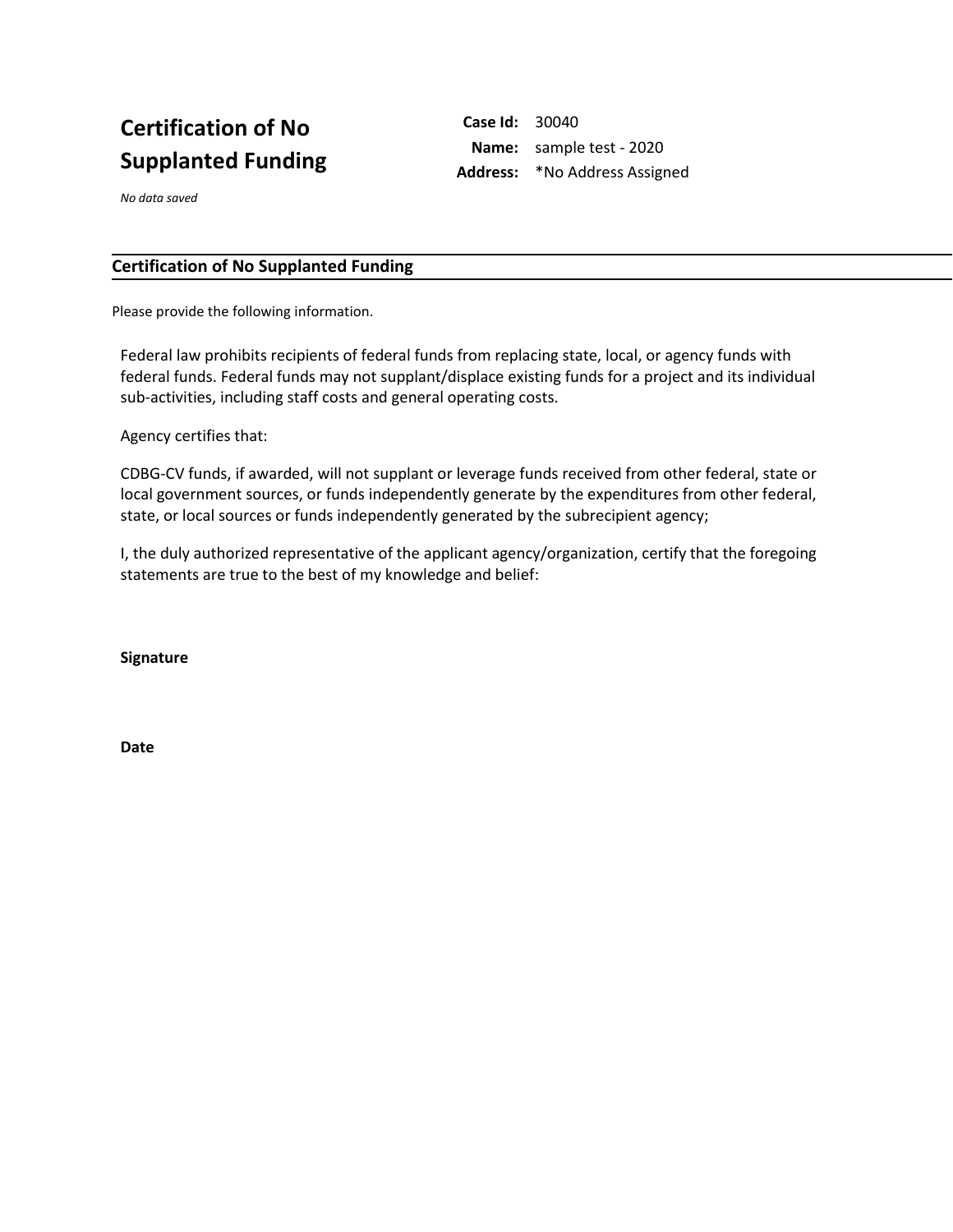# Certification of No Supplanted Funding

**Case Id:** 30040
**Name:** sample test - 2020
**Address:** *No Address Assigned

*No data saved*

## Certification of No Supplanted Funding

Please provide the following information.

Federal law prohibits recipients of federal funds from replacing state, local, or agency funds with federal funds. Federal funds may not supplant/displace existing funds for a project and its individual sub-activities, including staff costs and general operating costs.

Agency certifies that:

CDBG-CV funds, if awarded, will not supplant or leverage funds received from other federal, state or local government sources, or funds independently generate by the expenditures from other federal, state, or local sources or funds independently generated by the subrecipient agency;

I, the duly authorized representative of the applicant agency/organization, certify that the foregoing statements are true to the best of my knowledge and belief:

**Signature**

**Date**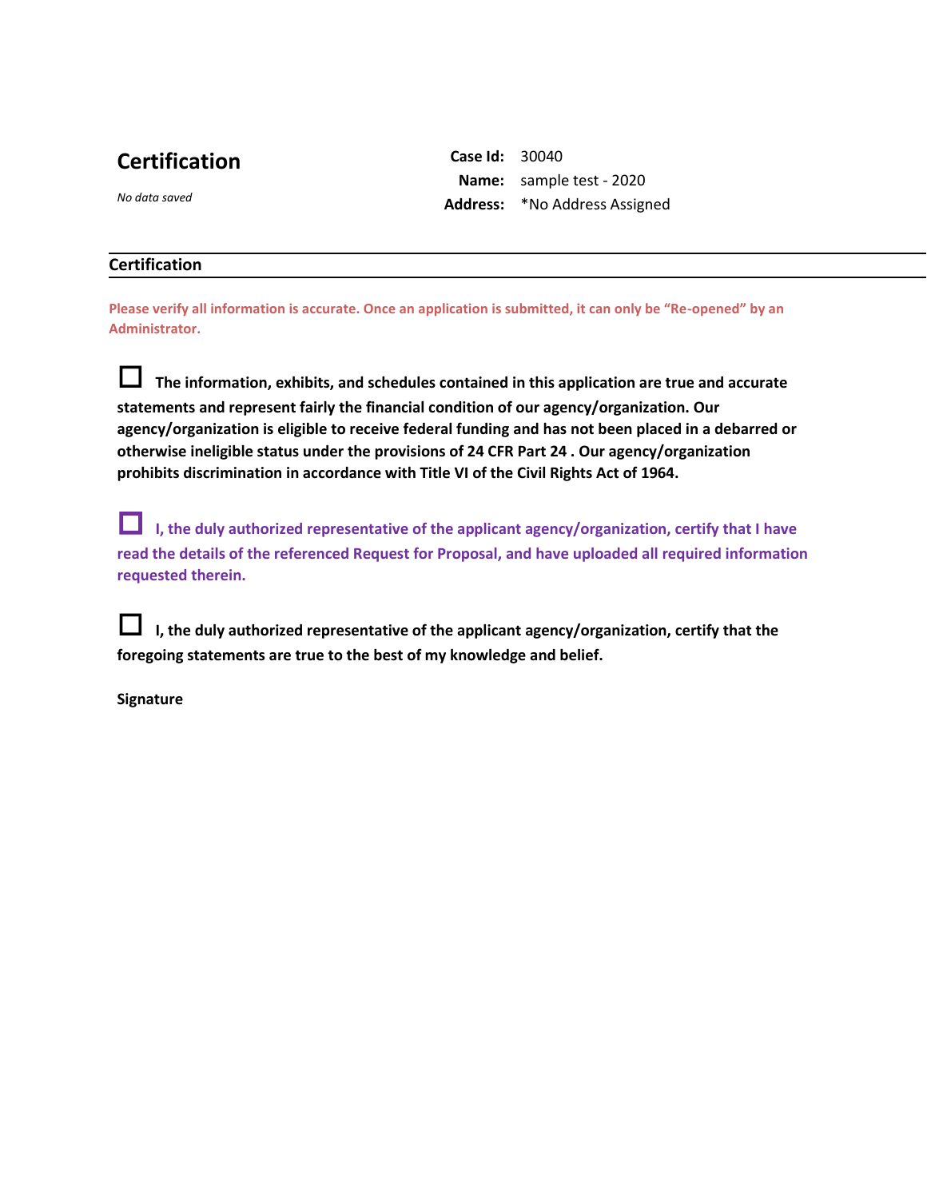# Certification

*No data saved*

**Case Id:** 30040
**Name:** sample test - 2020
**Address:** *No Address Assigned

## Certification

**Please verify all information is accurate. Once an application is submitted, it can only be "Re-opened" by an Administrator.**

☐ **The information, exhibits, and schedules contained in this application are true and accurate statements and represent fairly the financial condition of our agency/organization. Our agency/organization is eligible to receive federal funding and has not been placed in a debarred or otherwise ineligible status under the provisions of 24 CFR Part 24 . Our agency/organization prohibits discrimination in accordance with Title VI of the Civil Rights Act of 1964.**

☐ **I, the duly authorized representative of the applicant agency/organization, certify that I have read the details of the referenced Request for Proposal, and have uploaded all required information requested therein.**

☐ **I, the duly authorized representative of the applicant agency/organization, certify that the foregoing statements are true to the best of my knowledge and belief.**

**Signature**